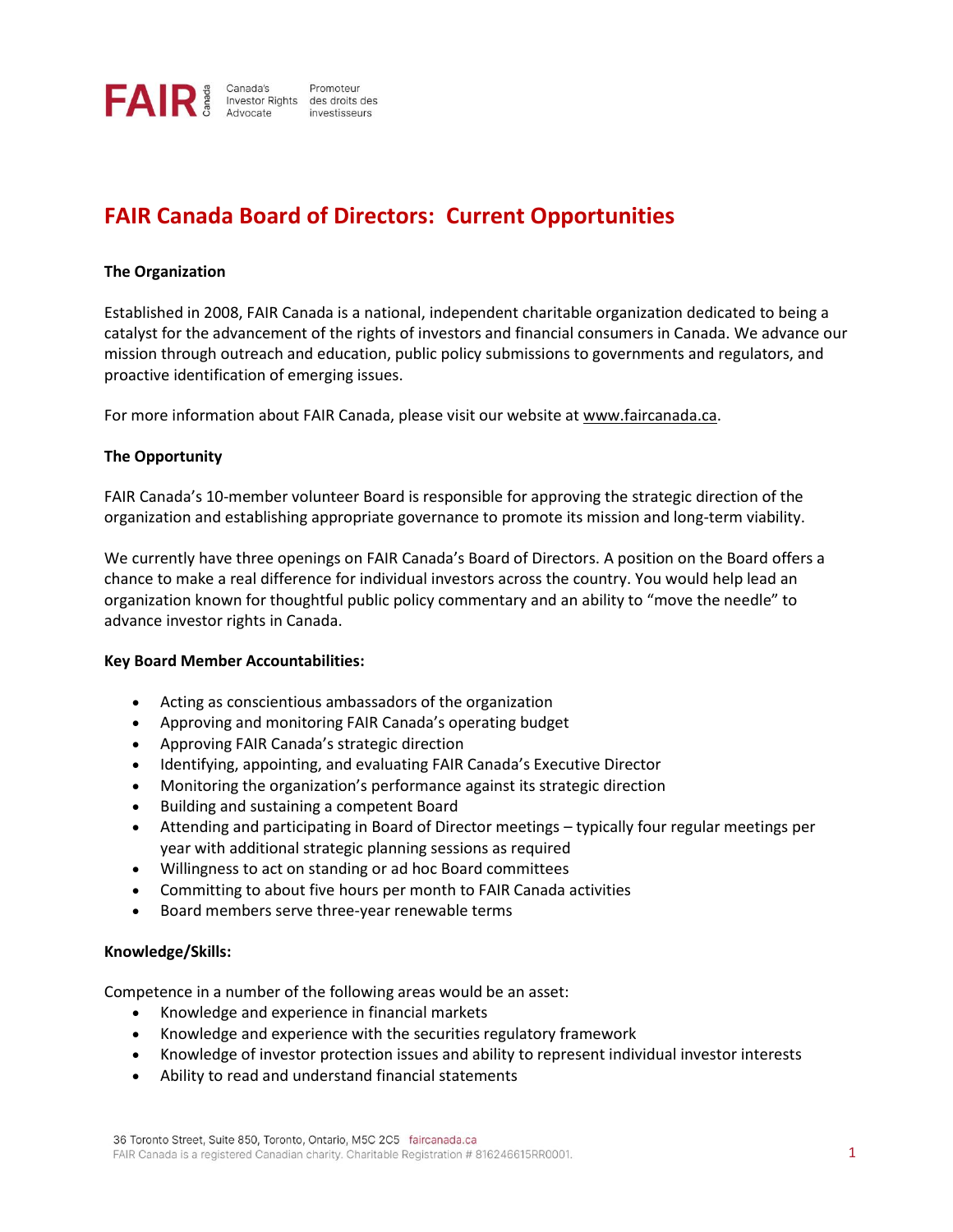FAIR Canada | Canada's Investor Rights Advocate | Promoteur des droits des investisseurs

# FAIR Canada Board of Directors: Current Opportunities

**The Organization**

Established in 2008, FAIR Canada is a national, independent charitable organization dedicated to being a catalyst for the advancement of the rights of investors and financial consumers in Canada. We advance our mission through outreach and education, public policy submissions to governments and regulators, and proactive identification of emerging issues.

For more information about FAIR Canada, please visit our website at www.faircanada.ca.

**The Opportunity**

FAIR Canada's 10-member volunteer Board is responsible for approving the strategic direction of the organization and establishing appropriate governance to promote its mission and long-term viability.

We currently have three openings on FAIR Canada's Board of Directors. A position on the Board offers a chance to make a real difference for individual investors across the country. You would help lead an organization known for thoughtful public policy commentary and an ability to "move the needle" to advance investor rights in Canada.

**Key Board Member Accountabilities:**

- Acting as conscientious ambassadors of the organization
- Approving and monitoring FAIR Canada's operating budget
- Approving FAIR Canada's strategic direction
- Identifying, appointing, and evaluating FAIR Canada's Executive Director
- Monitoring the organization's performance against its strategic direction
- Building and sustaining a competent Board
- Attending and participating in Board of Director meetings – typically four regular meetings per year with additional strategic planning sessions as required
- Willingness to act on standing or ad hoc Board committees
- Committing to about five hours per month to FAIR Canada activities
- Board members serve three-year renewable terms

**Knowledge/Skills:**

Competence in a number of the following areas would be an asset:

- Knowledge and experience in financial markets
- Knowledge and experience with the securities regulatory framework
- Knowledge of investor protection issues and ability to represent individual investor interests
- Ability to read and understand financial statements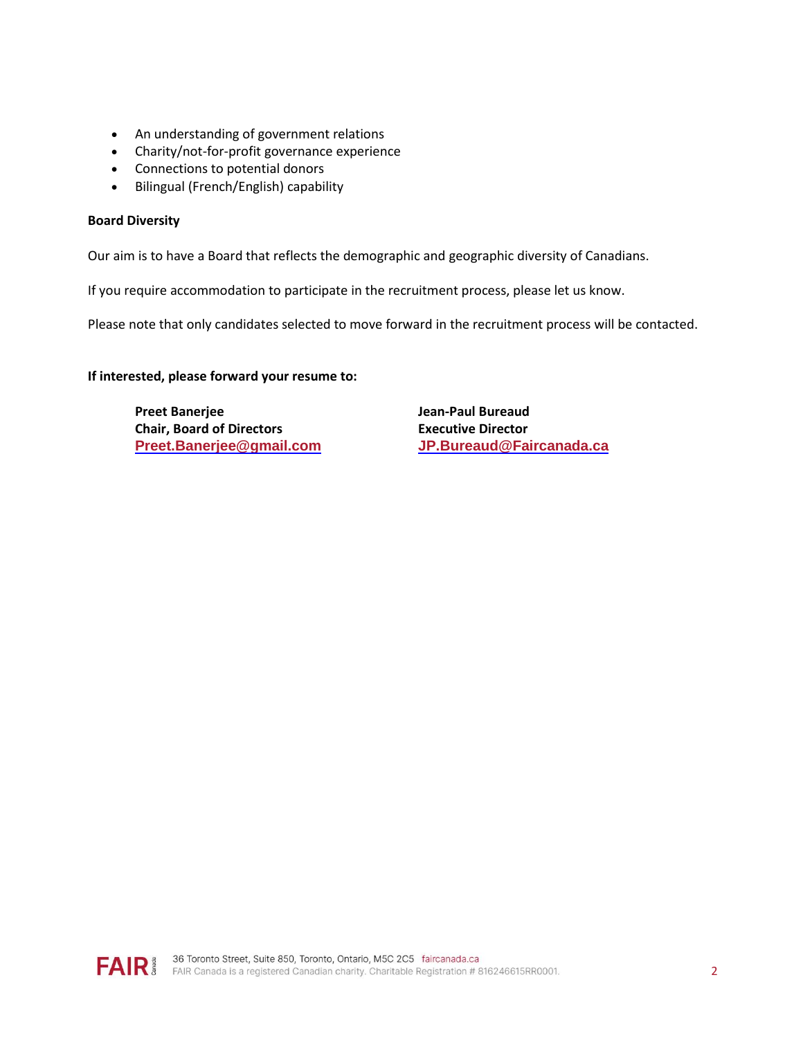- An understanding of government relations
- Charity/not-for-profit governance experience
- Connections to potential donors
- Bilingual (French/English) capability

**Board Diversity**

Our aim is to have a Board that reflects the demographic and geographic diversity of Canadians.

If you require accommodation to participate in the recruitment process, please let us know.

Please note that only candidates selected to move forward in the recruitment process will be contacted.

**If interested, please forward your resume to:**

**Preet Banerjee**
**Chair, Board of Directors**
**Preet.Banerjee@gmail.com**

**Jean-Paul Bureaud**
**Executive Director**
**JP.Bureaud@Faircanada.ca**